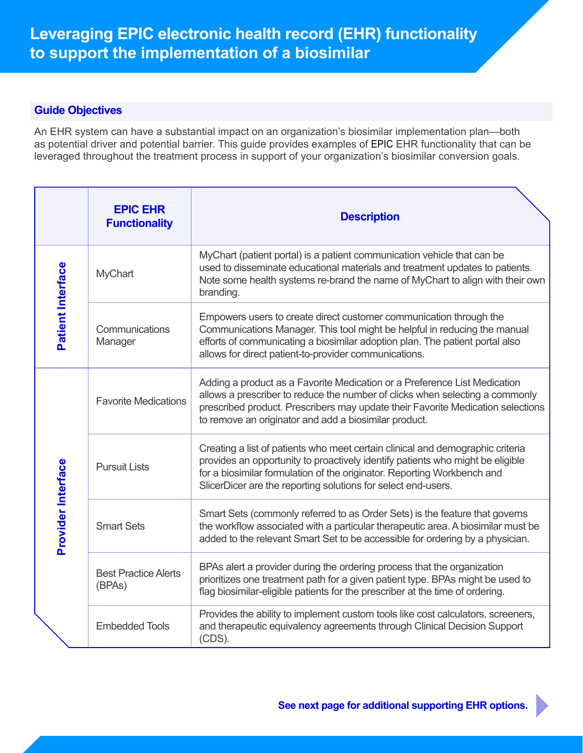# Leveraging EPIC electronic health record (EHR) functionality to support the implementation of a biosimilar

## Guide Objectives

An EHR system can have a substantial impact on an organization's biosimilar implementation plan—both as potential driver and potential barrier. This guide provides examples of EPIC EHR functionality that can be leveraged throughout the treatment process in support of your organization's biosimilar conversion goals.

| | EPIC EHR Functionality | Description |
|---|---|---|
| Patient Interface | MyChart | MyChart (patient portal) is a patient communication vehicle that can be used to disseminate educational materials and treatment updates to patients. Note some health systems re-brand the name of MyChart to align with their own branding. |
| | Communications Manager | Empowers users to create direct customer communication through the Communications Manager. This tool might be helpful in reducing the manual efforts of communicating a biosimilar adoption plan. The patient portal also allows for direct patient-to-provider communications. |
| Provider Interface | Favorite Medications | Adding a product as a Favorite Medication or a Preference List Medication allows a prescriber to reduce the number of clicks when selecting a commonly prescribed product. Prescribers may update their Favorite Medication selections to remove an originator and add a biosimilar product. |
| | Pursuit Lists | Creating a list of patients who meet certain clinical and demographic criteria provides an opportunity to proactively identify patients who might be eligible for a biosimilar formulation of the originator. Reporting Workbench and SlicerDicer are the reporting solutions for select end-users. |
| | Smart Sets | Smart Sets (commonly referred to as Order Sets) is the feature that governs the workflow associated with a particular therapeutic area. A biosimilar must be added to the relevant Smart Set to be accessible for ordering by a physician. |
| | Best Practice Alerts (BPAs) | BPAs alert a provider during the ordering process that the organization prioritizes one treatment path for a given patient type. BPAs might be used to flag biosimilar-eligible patients for the prescriber at the time of ordering. |
| | Embedded Tools | Provides the ability to implement custom tools like cost calculators, screeners, and therapeutic equivalency agreements through Clinical Decision Support (CDS). |

**See next page for additional supporting EHR options.**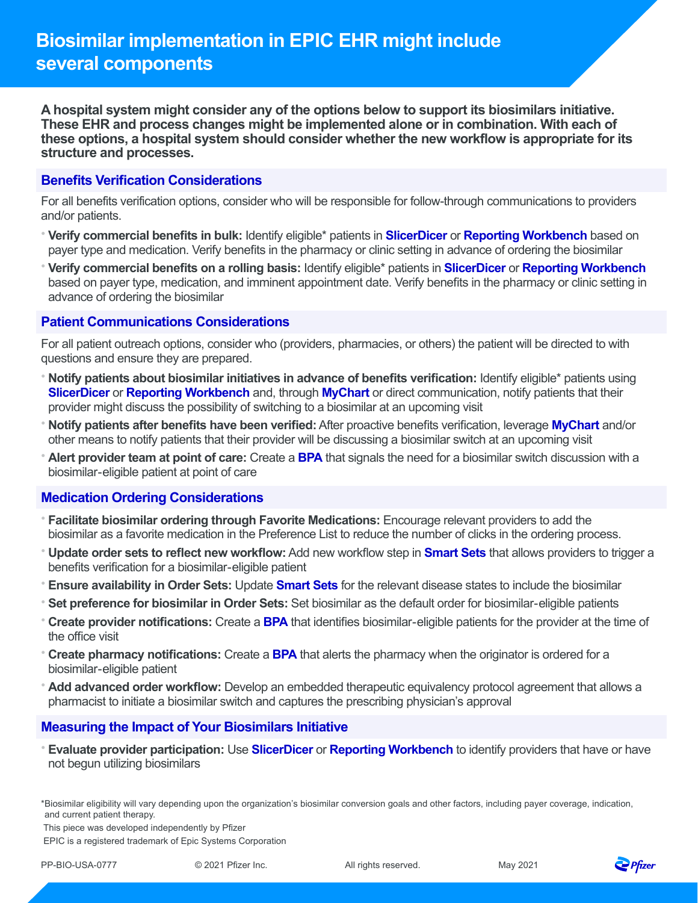# Biosimilar implementation in EPIC EHR might include several components

**A hospital system might consider any of the options below to support its biosimilars initiative. These EHR and process changes might be implemented alone or in combination. With each of these options, a hospital system should consider whether the new workflow is appropriate for its structure and processes.**

## Benefits Verification Considerations

For all benefits verification options, consider who will be responsible for follow-through communications to providers and/or patients.

- **Verify commercial benefits in bulk:** Identify eligible* patients in **SlicerDicer** or **Reporting Workbench** based on payer type and medication. Verify benefits in the pharmacy or clinic setting in advance of ordering the biosimilar
- **Verify commercial benefits on a rolling basis:** Identify eligible* patients in **SlicerDicer** or **Reporting Workbench** based on payer type, medication, and imminent appointment date. Verify benefits in the pharmacy or clinic setting in advance of ordering the biosimilar

## Patient Communications Considerations

For all patient outreach options, consider who (providers, pharmacies, or others) the patient will be directed to with questions and ensure they are prepared.

- **Notify patients about biosimilar initiatives in advance of benefits verification:** Identify eligible* patients using **SlicerDicer** or **Reporting Workbench** and, through **MyChart** or direct communication, notify patients that their provider might discuss the possibility of switching to a biosimilar at an upcoming visit
- **Notify patients after benefits have been verified:** After proactive benefits verification, leverage **MyChart** and/or other means to notify patients that their provider will be discussing a biosimilar switch at an upcoming visit
- **Alert provider team at point of care:** Create a **BPA** that signals the need for a biosimilar switch discussion with a biosimilar-eligible patient at point of care

## Medication Ordering Considerations

- **Facilitate biosimilar ordering through Favorite Medications:** Encourage relevant providers to add the biosimilar as a favorite medication in the Preference List to reduce the number of clicks in the ordering process.
- **Update order sets to reflect new workflow:** Add new workflow step in **Smart Sets** that allows providers to trigger a benefits verification for a biosimilar-eligible patient
- **Ensure availability in Order Sets:** Update **Smart Sets** for the relevant disease states to include the biosimilar
- **Set preference for biosimilar in Order Sets:** Set biosimilar as the default order for biosimilar-eligible patients
- **Create provider notifications:** Create a **BPA** that identifies biosimilar-eligible patients for the provider at the time of the office visit
- **Create pharmacy notifications:** Create a **BPA** that alerts the pharmacy when the originator is ordered for a biosimilar-eligible patient
- **Add advanced order workflow:** Develop an embedded therapeutic equivalency protocol agreement that allows a pharmacist to initiate a biosimilar switch and captures the prescribing physician's approval

## Measuring the Impact of Your Biosimilars Initiative

- **Evaluate provider participation:** Use **SlicerDicer** or **Reporting Workbench** to identify providers that have or have not begun utilizing biosimilars

*Biosimilar eligibility will vary depending upon the organization's biosimilar conversion goals and other factors, including payer coverage, indication, and current patient therapy.

This piece was developed independently by Pfizer

EPIC is a registered trademark of Epic Systems Corporation

PP-BIO-USA-0777 © 2021 Pfizer Inc. All rights reserved. May 2021

Pfizer